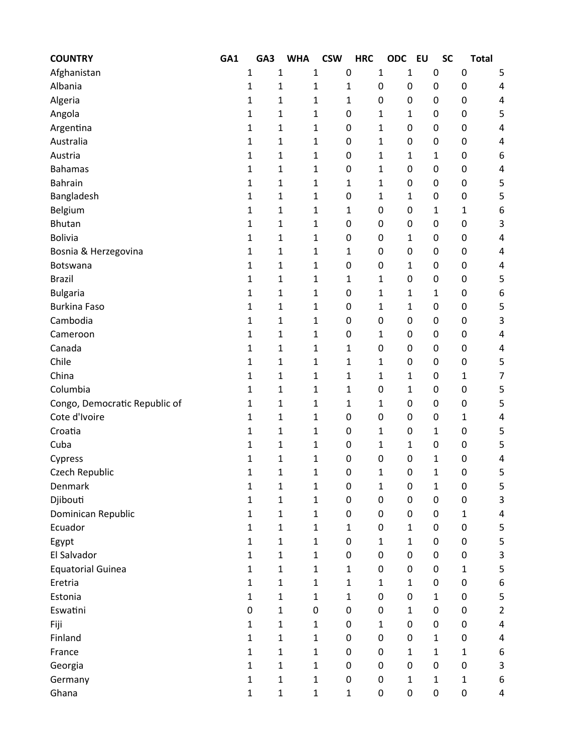| COUNTRY | GA1 | GA3 | WHA | CSW | HRC | ODC | EU | SC | Total |
|---|---|---|---|---|---|---|---|---|---|
| Afghanistan | 1 | 1 | 1 | 0 | 1 | 1 | 0 | 0 | 5 |
| Albania | 1 | 1 | 1 | 1 | 0 | 0 | 0 | 0 | 4 |
| Algeria | 1 | 1 | 1 | 1 | 0 | 0 | 0 | 0 | 4 |
| Angola | 1 | 1 | 1 | 0 | 1 | 1 | 0 | 0 | 5 |
| Argentina | 1 | 1 | 1 | 0 | 1 | 0 | 0 | 0 | 4 |
| Australia | 1 | 1 | 1 | 0 | 1 | 0 | 0 | 0 | 4 |
| Austria | 1 | 1 | 1 | 0 | 1 | 1 | 1 | 0 | 6 |
| Bahamas | 1 | 1 | 1 | 0 | 1 | 0 | 0 | 0 | 4 |
| Bahrain | 1 | 1 | 1 | 1 | 1 | 0 | 0 | 0 | 5 |
| Bangladesh | 1 | 1 | 1 | 0 | 1 | 1 | 0 | 0 | 5 |
| Belgium | 1 | 1 | 1 | 1 | 0 | 0 | 1 | 1 | 6 |
| Bhutan | 1 | 1 | 1 | 0 | 0 | 0 | 0 | 0 | 3 |
| Bolivia | 1 | 1 | 1 | 0 | 0 | 1 | 0 | 0 | 4 |
| Bosnia & Herzegovina | 1 | 1 | 1 | 1 | 0 | 0 | 0 | 0 | 4 |
| Botswana | 1 | 1 | 1 | 0 | 0 | 1 | 0 | 0 | 4 |
| Brazil | 1 | 1 | 1 | 1 | 1 | 0 | 0 | 0 | 5 |
| Bulgaria | 1 | 1 | 1 | 0 | 1 | 1 | 1 | 0 | 6 |
| Burkina Faso | 1 | 1 | 1 | 0 | 1 | 1 | 0 | 0 | 5 |
| Cambodia | 1 | 1 | 1 | 0 | 0 | 0 | 0 | 0 | 3 |
| Cameroon | 1 | 1 | 1 | 0 | 1 | 0 | 0 | 0 | 4 |
| Canada | 1 | 1 | 1 | 1 | 0 | 0 | 0 | 0 | 4 |
| Chile | 1 | 1 | 1 | 1 | 1 | 0 | 0 | 0 | 5 |
| China | 1 | 1 | 1 | 1 | 1 | 1 | 0 | 1 | 7 |
| Columbia | 1 | 1 | 1 | 1 | 0 | 1 | 0 | 0 | 5 |
| Congo, Democratic Republic of | 1 | 1 | 1 | 1 | 1 | 0 | 0 | 0 | 5 |
| Cote d'Ivoire | 1 | 1 | 1 | 0 | 0 | 0 | 0 | 1 | 4 |
| Croatia | 1 | 1 | 1 | 0 | 1 | 0 | 1 | 0 | 5 |
| Cuba | 1 | 1 | 1 | 0 | 1 | 1 | 0 | 0 | 5 |
| Cypress | 1 | 1 | 1 | 0 | 0 | 0 | 1 | 0 | 4 |
| Czech Republic | 1 | 1 | 1 | 0 | 1 | 0 | 1 | 0 | 5 |
| Denmark | 1 | 1 | 1 | 0 | 1 | 0 | 1 | 0 | 5 |
| Djibouti | 1 | 1 | 1 | 0 | 0 | 0 | 0 | 0 | 3 |
| Dominican Republic | 1 | 1 | 1 | 0 | 0 | 0 | 0 | 1 | 4 |
| Ecuador | 1 | 1 | 1 | 1 | 0 | 1 | 0 | 0 | 5 |
| Egypt | 1 | 1 | 1 | 0 | 1 | 1 | 0 | 0 | 5 |
| El Salvador | 1 | 1 | 1 | 0 | 0 | 0 | 0 | 0 | 3 |
| Equatorial Guinea | 1 | 1 | 1 | 1 | 0 | 0 | 0 | 1 | 5 |
| Eretria | 1 | 1 | 1 | 1 | 1 | 1 | 0 | 0 | 6 |
| Estonia | 1 | 1 | 1 | 1 | 0 | 0 | 1 | 0 | 5 |
| Eswatini | 0 | 1 | 0 | 0 | 0 | 1 | 0 | 0 | 2 |
| Fiji | 1 | 1 | 1 | 0 | 1 | 0 | 0 | 0 | 4 |
| Finland | 1 | 1 | 1 | 0 | 0 | 0 | 1 | 0 | 4 |
| France | 1 | 1 | 1 | 0 | 0 | 1 | 1 | 1 | 6 |
| Georgia | 1 | 1 | 1 | 0 | 0 | 0 | 0 | 0 | 3 |
| Germany | 1 | 1 | 1 | 0 | 0 | 1 | 1 | 1 | 6 |
| Ghana | 1 | 1 | 1 | 1 | 0 | 0 | 0 | 0 | 4 |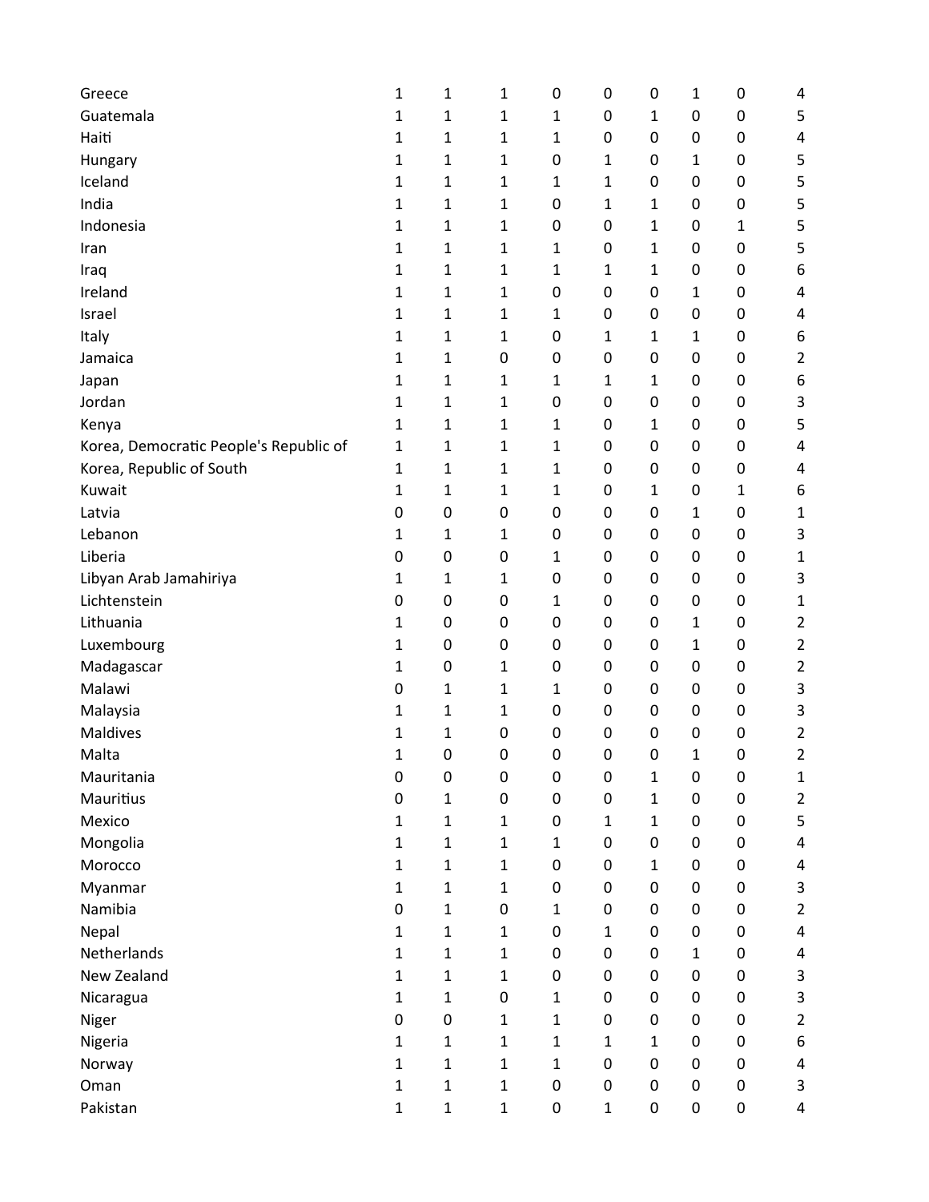| | | | | | | | | | |
|---|---|---|---|---|---|---|---|---|---|
| Greece | 1 | 1 | 1 | 0 | 0 | 0 | 1 | 0 | 4 |
| Guatemala | 1 | 1 | 1 | 1 | 0 | 1 | 0 | 0 | 5 |
| Haiti | 1 | 1 | 1 | 1 | 0 | 0 | 0 | 0 | 4 |
| Hungary | 1 | 1 | 1 | 0 | 1 | 0 | 1 | 0 | 5 |
| Iceland | 1 | 1 | 1 | 1 | 1 | 0 | 0 | 0 | 5 |
| India | 1 | 1 | 1 | 0 | 1 | 1 | 0 | 0 | 5 |
| Indonesia | 1 | 1 | 1 | 0 | 0 | 1 | 0 | 1 | 5 |
| Iran | 1 | 1 | 1 | 1 | 0 | 1 | 0 | 0 | 5 |
| Iraq | 1 | 1 | 1 | 1 | 1 | 1 | 0 | 0 | 6 |
| Ireland | 1 | 1 | 1 | 0 | 0 | 0 | 1 | 0 | 4 |
| Israel | 1 | 1 | 1 | 1 | 0 | 0 | 0 | 0 | 4 |
| Italy | 1 | 1 | 1 | 0 | 1 | 1 | 1 | 0 | 6 |
| Jamaica | 1 | 1 | 0 | 0 | 0 | 0 | 0 | 0 | 2 |
| Japan | 1 | 1 | 1 | 1 | 1 | 1 | 0 | 0 | 6 |
| Jordan | 1 | 1 | 1 | 0 | 0 | 0 | 0 | 0 | 3 |
| Kenya | 1 | 1 | 1 | 1 | 0 | 1 | 0 | 0 | 5 |
| Korea, Democratic People's Republic of | 1 | 1 | 1 | 1 | 0 | 0 | 0 | 0 | 4 |
| Korea, Republic of South | 1 | 1 | 1 | 1 | 0 | 0 | 0 | 0 | 4 |
| Kuwait | 1 | 1 | 1 | 1 | 0 | 1 | 0 | 1 | 6 |
| Latvia | 0 | 0 | 0 | 0 | 0 | 0 | 1 | 0 | 1 |
| Lebanon | 1 | 1 | 1 | 0 | 0 | 0 | 0 | 0 | 3 |
| Liberia | 0 | 0 | 0 | 1 | 0 | 0 | 0 | 0 | 1 |
| Libyan Arab Jamahiriya | 1 | 1 | 1 | 0 | 0 | 0 | 0 | 0 | 3 |
| Lichtenstein | 0 | 0 | 0 | 1 | 0 | 0 | 0 | 0 | 1 |
| Lithuania | 1 | 0 | 0 | 0 | 0 | 0 | 1 | 0 | 2 |
| Luxembourg | 1 | 0 | 0 | 0 | 0 | 0 | 1 | 0 | 2 |
| Madagascar | 1 | 0 | 1 | 0 | 0 | 0 | 0 | 0 | 2 |
| Malawi | 0 | 1 | 1 | 1 | 0 | 0 | 0 | 0 | 3 |
| Malaysia | 1 | 1 | 1 | 0 | 0 | 0 | 0 | 0 | 3 |
| Maldives | 1 | 1 | 0 | 0 | 0 | 0 | 0 | 0 | 2 |
| Malta | 1 | 0 | 0 | 0 | 0 | 0 | 1 | 0 | 2 |
| Mauritania | 0 | 0 | 0 | 0 | 0 | 1 | 0 | 0 | 1 |
| Mauritius | 0 | 1 | 0 | 0 | 0 | 1 | 0 | 0 | 2 |
| Mexico | 1 | 1 | 1 | 0 | 1 | 1 | 0 | 0 | 5 |
| Mongolia | 1 | 1 | 1 | 1 | 0 | 0 | 0 | 0 | 4 |
| Morocco | 1 | 1 | 1 | 0 | 0 | 1 | 0 | 0 | 4 |
| Myanmar | 1 | 1 | 1 | 0 | 0 | 0 | 0 | 0 | 3 |
| Namibia | 0 | 1 | 0 | 1 | 0 | 0 | 0 | 0 | 2 |
| Nepal | 1 | 1 | 1 | 0 | 1 | 0 | 0 | 0 | 4 |
| Netherlands | 1 | 1 | 1 | 0 | 0 | 0 | 1 | 0 | 4 |
| New Zealand | 1 | 1 | 1 | 0 | 0 | 0 | 0 | 0 | 3 |
| Nicaragua | 1 | 1 | 0 | 1 | 0 | 0 | 0 | 0 | 3 |
| Niger | 0 | 0 | 1 | 1 | 0 | 0 | 0 | 0 | 2 |
| Nigeria | 1 | 1 | 1 | 1 | 1 | 1 | 0 | 0 | 6 |
| Norway | 1 | 1 | 1 | 1 | 0 | 0 | 0 | 0 | 4 |
| Oman | 1 | 1 | 1 | 0 | 0 | 0 | 0 | 0 | 3 |
| Pakistan | 1 | 1 | 1 | 0 | 1 | 0 | 0 | 0 | 4 |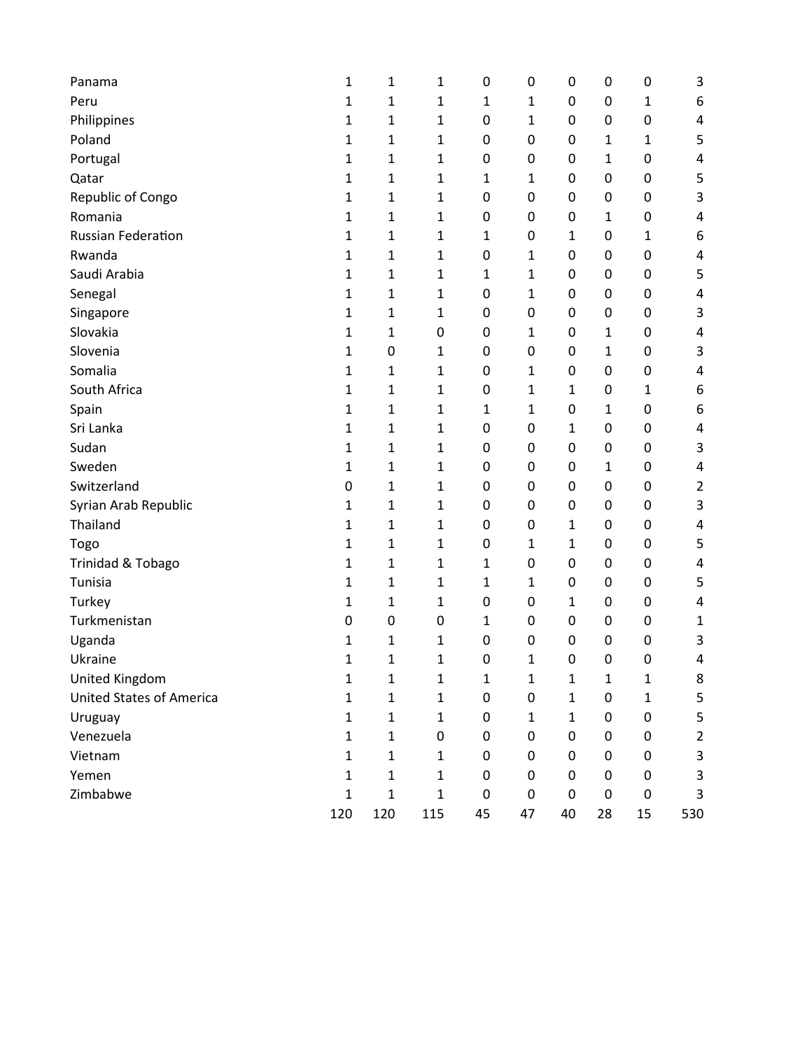| | | | | | | | | | |
|---|---|---|---|---|---|---|---|---|---|
| Panama | 1 | 1 | 1 | 0 | 0 | 0 | 0 | 0 | 3 |
| Peru | 1 | 1 | 1 | 1 | 1 | 0 | 0 | 1 | 6 |
| Philippines | 1 | 1 | 1 | 0 | 1 | 0 | 0 | 0 | 4 |
| Poland | 1 | 1 | 1 | 0 | 0 | 0 | 1 | 1 | 5 |
| Portugal | 1 | 1 | 1 | 0 | 0 | 0 | 1 | 0 | 4 |
| Qatar | 1 | 1 | 1 | 1 | 1 | 0 | 0 | 0 | 5 |
| Republic of Congo | 1 | 1 | 1 | 0 | 0 | 0 | 0 | 0 | 3 |
| Romania | 1 | 1 | 1 | 0 | 0 | 0 | 1 | 0 | 4 |
| Russian Federation | 1 | 1 | 1 | 1 | 0 | 1 | 0 | 1 | 6 |
| Rwanda | 1 | 1 | 1 | 0 | 1 | 0 | 0 | 0 | 4 |
| Saudi Arabia | 1 | 1 | 1 | 1 | 1 | 0 | 0 | 0 | 5 |
| Senegal | 1 | 1 | 1 | 0 | 1 | 0 | 0 | 0 | 4 |
| Singapore | 1 | 1 | 1 | 0 | 0 | 0 | 0 | 0 | 3 |
| Slovakia | 1 | 1 | 0 | 0 | 1 | 0 | 1 | 0 | 4 |
| Slovenia | 1 | 0 | 1 | 0 | 0 | 0 | 1 | 0 | 3 |
| Somalia | 1 | 1 | 1 | 0 | 1 | 0 | 0 | 0 | 4 |
| South Africa | 1 | 1 | 1 | 0 | 1 | 1 | 0 | 1 | 6 |
| Spain | 1 | 1 | 1 | 1 | 1 | 0 | 1 | 0 | 6 |
| Sri Lanka | 1 | 1 | 1 | 0 | 0 | 1 | 0 | 0 | 4 |
| Sudan | 1 | 1 | 1 | 0 | 0 | 0 | 0 | 0 | 3 |
| Sweden | 1 | 1 | 1 | 0 | 0 | 0 | 1 | 0 | 4 |
| Switzerland | 0 | 1 | 1 | 0 | 0 | 0 | 0 | 0 | 2 |
| Syrian Arab Republic | 1 | 1 | 1 | 0 | 0 | 0 | 0 | 0 | 3 |
| Thailand | 1 | 1 | 1 | 0 | 0 | 1 | 0 | 0 | 4 |
| Togo | 1 | 1 | 1 | 0 | 1 | 1 | 0 | 0 | 5 |
| Trinidad & Tobago | 1 | 1 | 1 | 1 | 0 | 0 | 0 | 0 | 4 |
| Tunisia | 1 | 1 | 1 | 1 | 1 | 0 | 0 | 0 | 5 |
| Turkey | 1 | 1 | 1 | 0 | 0 | 1 | 0 | 0 | 4 |
| Turkmenistan | 0 | 0 | 0 | 1 | 0 | 0 | 0 | 0 | 1 |
| Uganda | 1 | 1 | 1 | 0 | 0 | 0 | 0 | 0 | 3 |
| Ukraine | 1 | 1 | 1 | 0 | 1 | 0 | 0 | 0 | 4 |
| United Kingdom | 1 | 1 | 1 | 1 | 1 | 1 | 1 | 1 | 8 |
| United States of America | 1 | 1 | 1 | 0 | 0 | 1 | 0 | 1 | 5 |
| Uruguay | 1 | 1 | 1 | 0 | 1 | 1 | 0 | 0 | 5 |
| Venezuela | 1 | 1 | 0 | 0 | 0 | 0 | 0 | 0 | 2 |
| Vietnam | 1 | 1 | 1 | 0 | 0 | 0 | 0 | 0 | 3 |
| Yemen | 1 | 1 | 1 | 0 | 0 | 0 | 0 | 0 | 3 |
| Zimbabwe | 1 | 1 | 1 | 0 | 0 | 0 | 0 | 0 | 3 |
| | 120 | 120 | 115 | 45 | 47 | 40 | 28 | 15 | 530 |